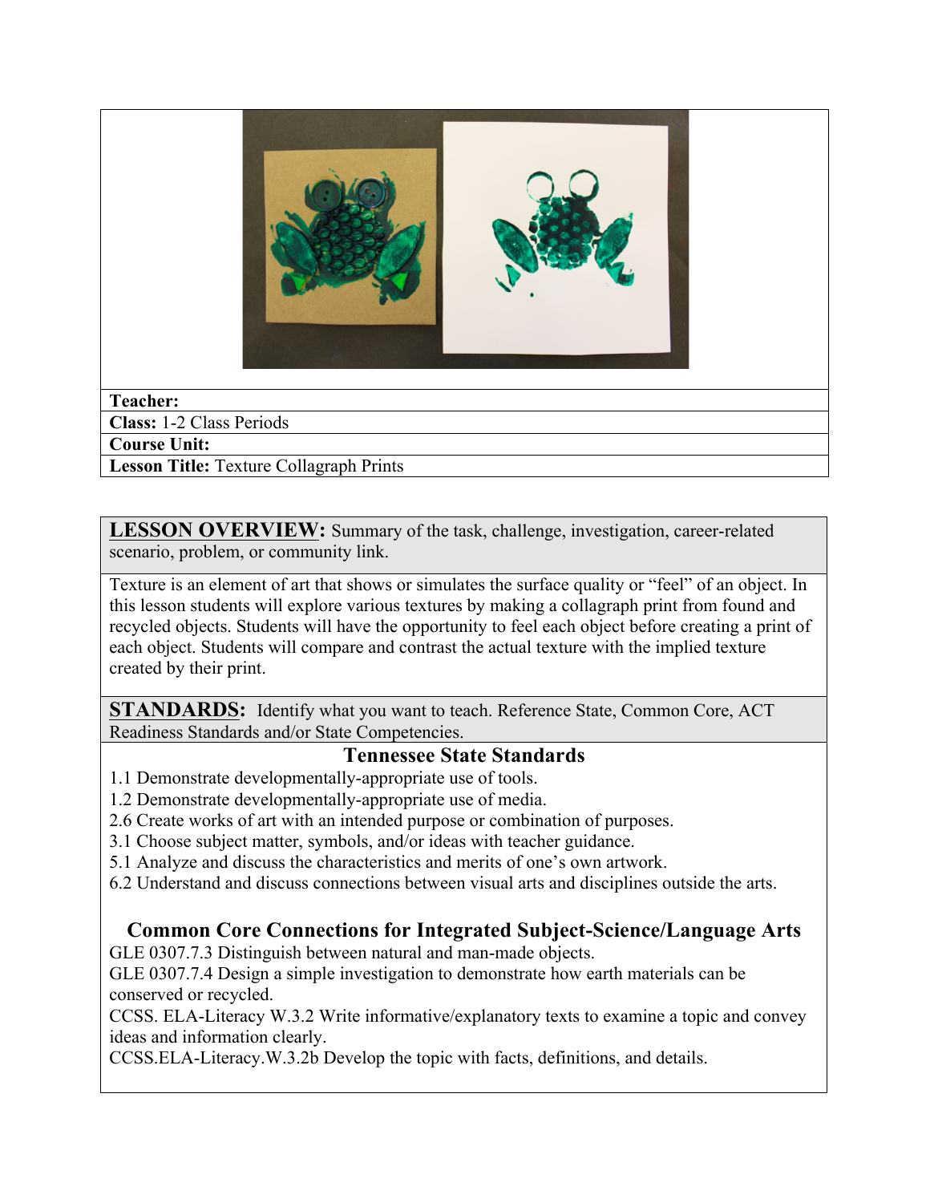**Teacher:**

**Class:** 1-2 Class Periods

**Course Unit:**

**Lesson Title:** Texture Collagraph Prints

## LESSON OVERVIEW: Summary of the task, challenge, investigation, career-related scenario, problem, or community link.

Texture is an element of art that shows or simulates the surface quality or "feel" of an object. In this lesson students will explore various textures by making a collagraph print from found and recycled objects. Students will have the opportunity to feel each object before creating a print of each object. Students will compare and contrast the actual texture with the implied texture created by their print.

## STANDARDS: Identify what you want to teach. Reference State, Common Core, ACT Readiness Standards and/or State Competencies.

### Tennessee State Standards

1.1 Demonstrate developmentally-appropriate use of tools.
1.2 Demonstrate developmentally-appropriate use of media.
2.6 Create works of art with an intended purpose or combination of purposes.
3.1 Choose subject matter, symbols, and/or ideas with teacher guidance.
5.1 Analyze and discuss the characteristics and merits of one's own artwork.
6.2 Understand and discuss connections between visual arts and disciplines outside the arts.

### Common Core Connections for Integrated Subject-Science/Language Arts

GLE 0307.7.3 Distinguish between natural and man-made objects.
GLE 0307.7.4 Design a simple investigation to demonstrate how earth materials can be conserved or recycled.
CCSS. ELA-Literacy W.3.2 Write informative/explanatory texts to examine a topic and convey ideas and information clearly.
CCSS.ELA-Literacy.W.3.2b Develop the topic with facts, definitions, and details.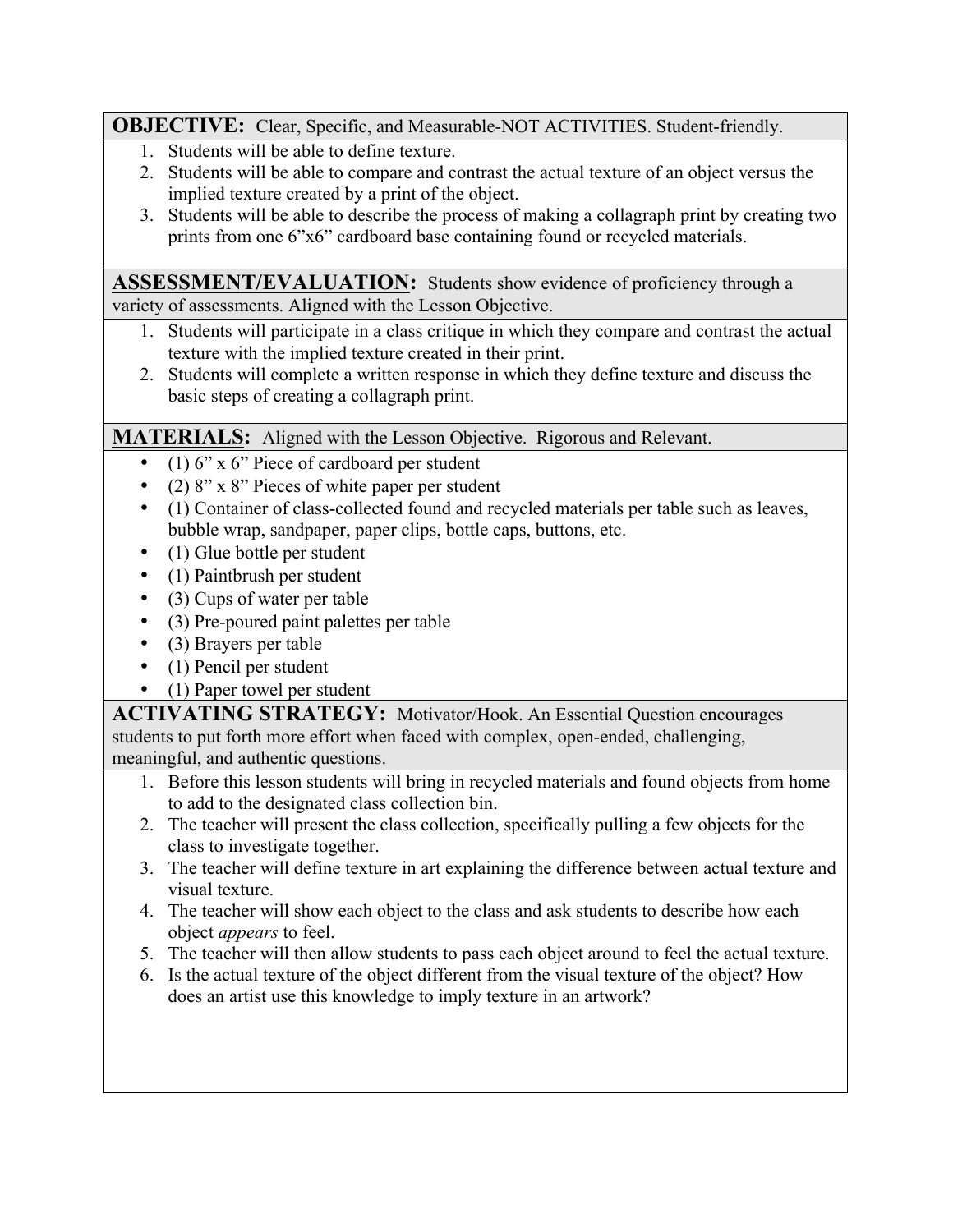**OBJECTIVE:** Clear, Specific, and Measurable-NOT ACTIVITIES. Student-friendly.

1. Students will be able to define texture.
2. Students will be able to compare and contrast the actual texture of an object versus the implied texture created by a print of the object.
3. Students will be able to describe the process of making a collagraph print by creating two prints from one 6”x6” cardboard base containing found or recycled materials.

**ASSESSMENT/EVALUATION:** Students show evidence of proficiency through a variety of assessments. Aligned with the Lesson Objective.

1. Students will participate in a class critique in which they compare and contrast the actual texture with the implied texture created in their print.
2. Students will complete a written response in which they define texture and discuss the basic steps of creating a collagraph print.

**MATERIALS:** Aligned with the Lesson Objective. Rigorous and Relevant.

- (1) 6” x 6” Piece of cardboard per student
- (2) 8” x 8” Pieces of white paper per student
- (1) Container of class-collected found and recycled materials per table such as leaves, bubble wrap, sandpaper, paper clips, bottle caps, buttons, etc.
- (1) Glue bottle per student
- (1) Paintbrush per student
- (3) Cups of water per table
- (3) Pre-poured paint palettes per table
- (3) Brayers per table
- (1) Pencil per student
- (1) Paper towel per student

**ACTIVATING STRATEGY:** Motivator/Hook. An Essential Question encourages students to put forth more effort when faced with complex, open-ended, challenging, meaningful, and authentic questions.

1. Before this lesson students will bring in recycled materials and found objects from home to add to the designated class collection bin.
2. The teacher will present the class collection, specifically pulling a few objects for the class to investigate together.
3. The teacher will define texture in art explaining the difference between actual texture and visual texture.
4. The teacher will show each object to the class and ask students to describe how each object *appears* to feel.
5. The teacher will then allow students to pass each object around to feel the actual texture.
6. Is the actual texture of the object different from the visual texture of the object? How does an artist use this knowledge to imply texture in an artwork?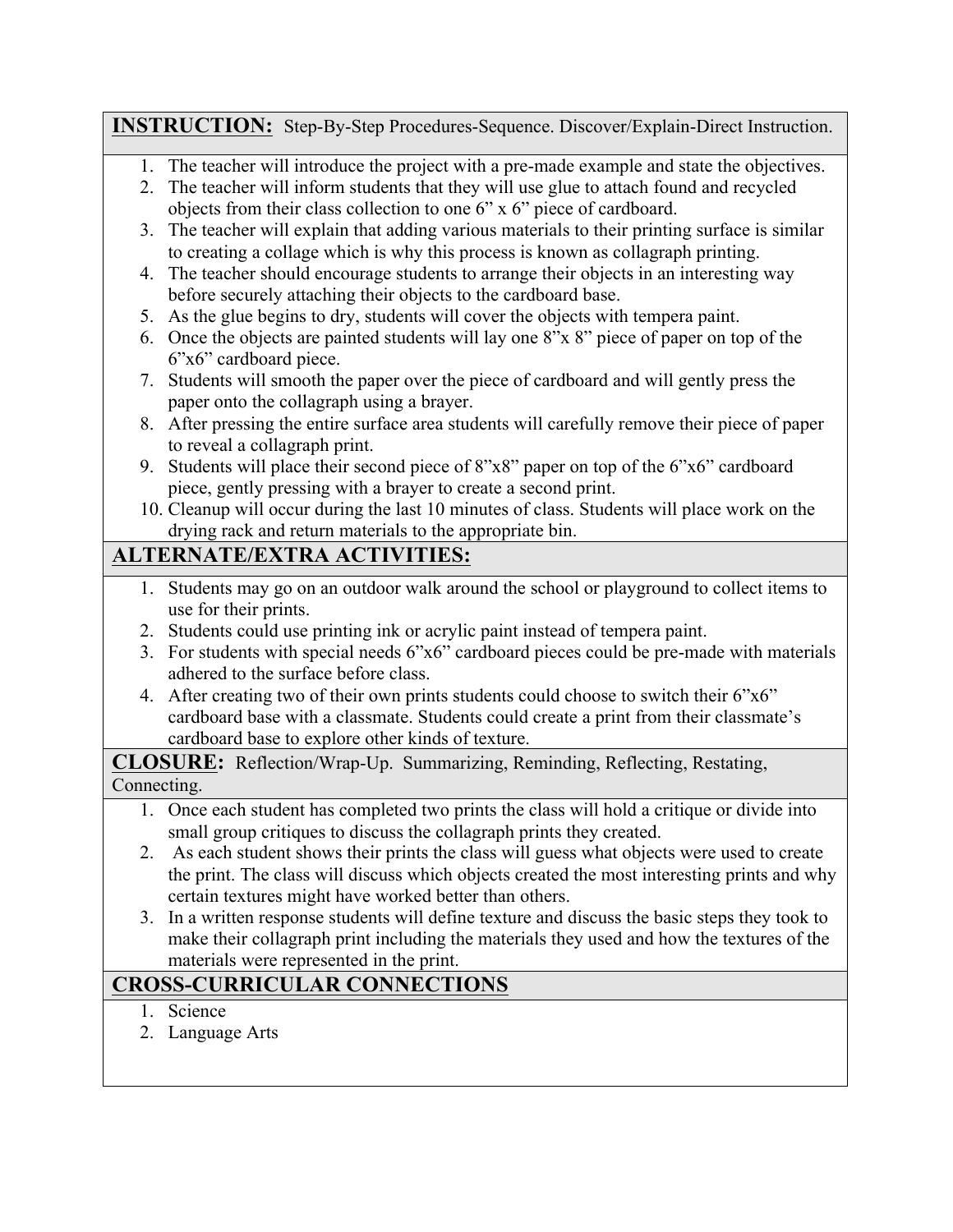**INSTRUCTION:** Step-By-Step Procedures-Sequence. Discover/Explain-Direct Instruction.

1. The teacher will introduce the project with a pre-made example and state the objectives.
2. The teacher will inform students that they will use glue to attach found and recycled objects from their class collection to one 6" x 6" piece of cardboard.
3. The teacher will explain that adding various materials to their printing surface is similar to creating a collage which is why this process is known as collagraph printing.
4. The teacher should encourage students to arrange their objects in an interesting way before securely attaching their objects to the cardboard base.
5. As the glue begins to dry, students will cover the objects with tempera paint.
6. Once the objects are painted students will lay one 8"x 8" piece of paper on top of the 6"x6" cardboard piece.
7. Students will smooth the paper over the piece of cardboard and will gently press the paper onto the collagraph using a brayer.
8. After pressing the entire surface area students will carefully remove their piece of paper to reveal a collagraph print.
9. Students will place their second piece of 8"x8" paper on top of the 6"x6" cardboard piece, gently pressing with a brayer to create a second print.
10. Cleanup will occur during the last 10 minutes of class. Students will place work on the drying rack and return materials to the appropriate bin.

## ALTERNATE/EXTRA ACTIVITIES:

1. Students may go on an outdoor walk around the school or playground to collect items to use for their prints.
2. Students could use printing ink or acrylic paint instead of tempera paint.
3. For students with special needs 6"x6" cardboard pieces could be pre-made with materials adhered to the surface before class.
4. After creating two of their own prints students could choose to switch their 6"x6" cardboard base with a classmate. Students could create a print from their classmate's cardboard base to explore other kinds of texture.

**CLOSURE:** Reflection/Wrap-Up. Summarizing, Reminding, Reflecting, Restating, Connecting.

1. Once each student has completed two prints the class will hold a critique or divide into small group critiques to discuss the collagraph prints they created.
2. As each student shows their prints the class will guess what objects were used to create the print. The class will discuss which objects created the most interesting prints and why certain textures might have worked better than others.
3. In a written response students will define texture and discuss the basic steps they took to make their collagraph print including the materials they used and how the textures of the materials were represented in the print.

## CROSS-CURRICULAR CONNECTIONS

1. Science
2. Language Arts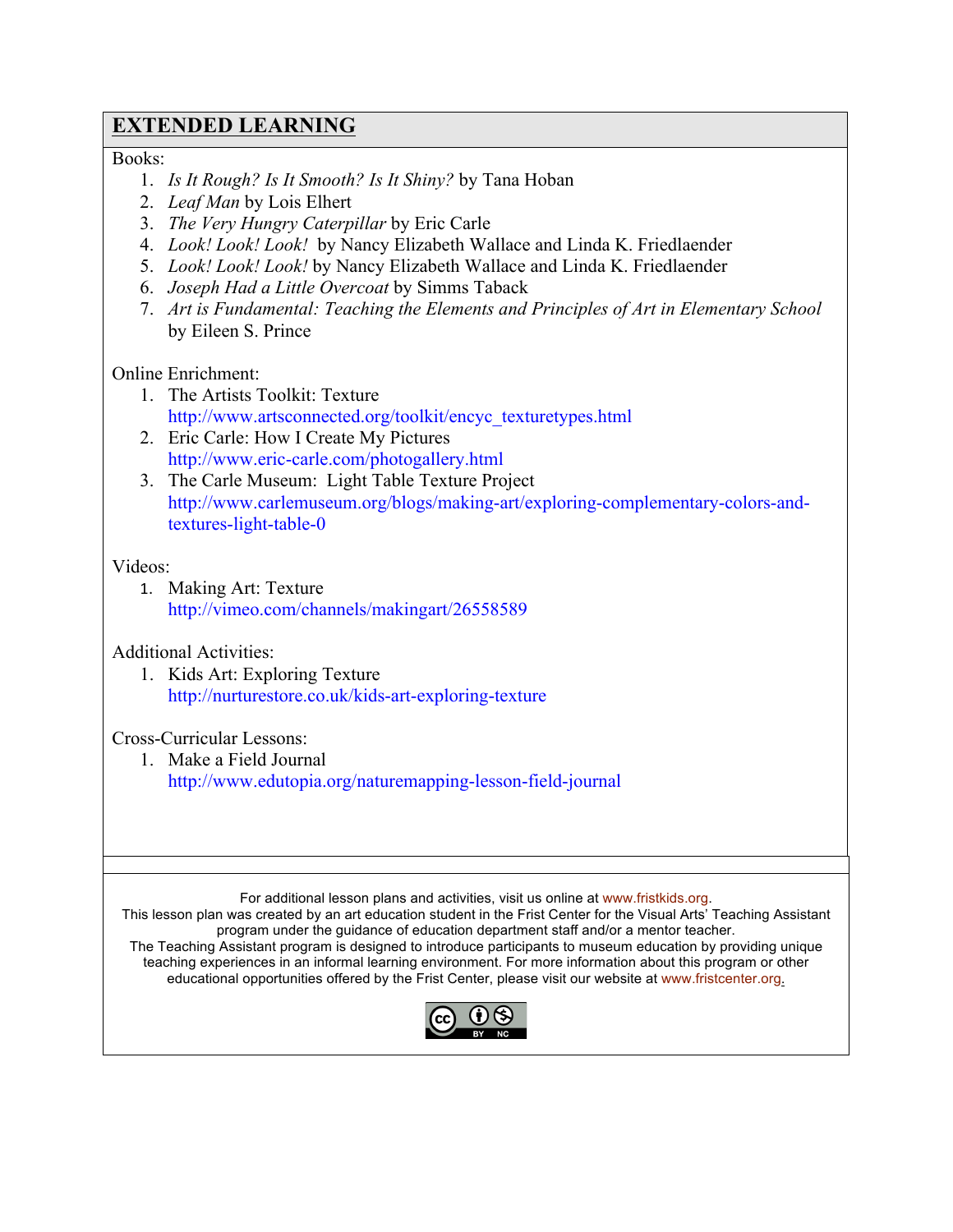## EXTENDED LEARNING

Books:

1. *Is It Rough? Is It Smooth? Is It Shiny?* by Tana Hoban
2. *Leaf Man* by Lois Elhert
3. *The Very Hungry Caterpillar* by Eric Carle
4. *Look! Look! Look!* by Nancy Elizabeth Wallace and Linda K. Friedlaender
5. *Look! Look! Look!* by Nancy Elizabeth Wallace and Linda K. Friedlaender
6. *Joseph Had a Little Overcoat* by Simms Taback
7. *Art is Fundamental: Teaching the Elements and Principles of Art in Elementary School* by Eileen S. Prince

Online Enrichment:

1. The Artists Toolkit: Texture
   http://www.artsconnected.org/toolkit/encyc_texturetypes.html
2. Eric Carle: How I Create My Pictures
   http://www.eric-carle.com/photogallery.html
3. The Carle Museum: Light Table Texture Project
   http://www.carlemuseum.org/blogs/making-art/exploring-complementary-colors-and-textures-light-table-0

Videos:

1. Making Art: Texture
   http://vimeo.com/channels/makingart/26558589

Additional Activities:

1. Kids Art: Exploring Texture
   http://nurturestore.co.uk/kids-art-exploring-texture

Cross-Curricular Lessons:

1. Make a Field Journal
   http://www.edutopia.org/naturemapping-lesson-field-journal

For additional lesson plans and activities, visit us online at www.fristkids.org.
This lesson plan was created by an art education student in the Frist Center for the Visual Arts' Teaching Assistant program under the guidance of education department staff and/or a mentor teacher.
The Teaching Assistant program is designed to introduce participants to museum education by providing unique teaching experiences in an informal learning environment. For more information about this program or other educational opportunities offered by the Frist Center, please visit our website at www.fristcenter.org.